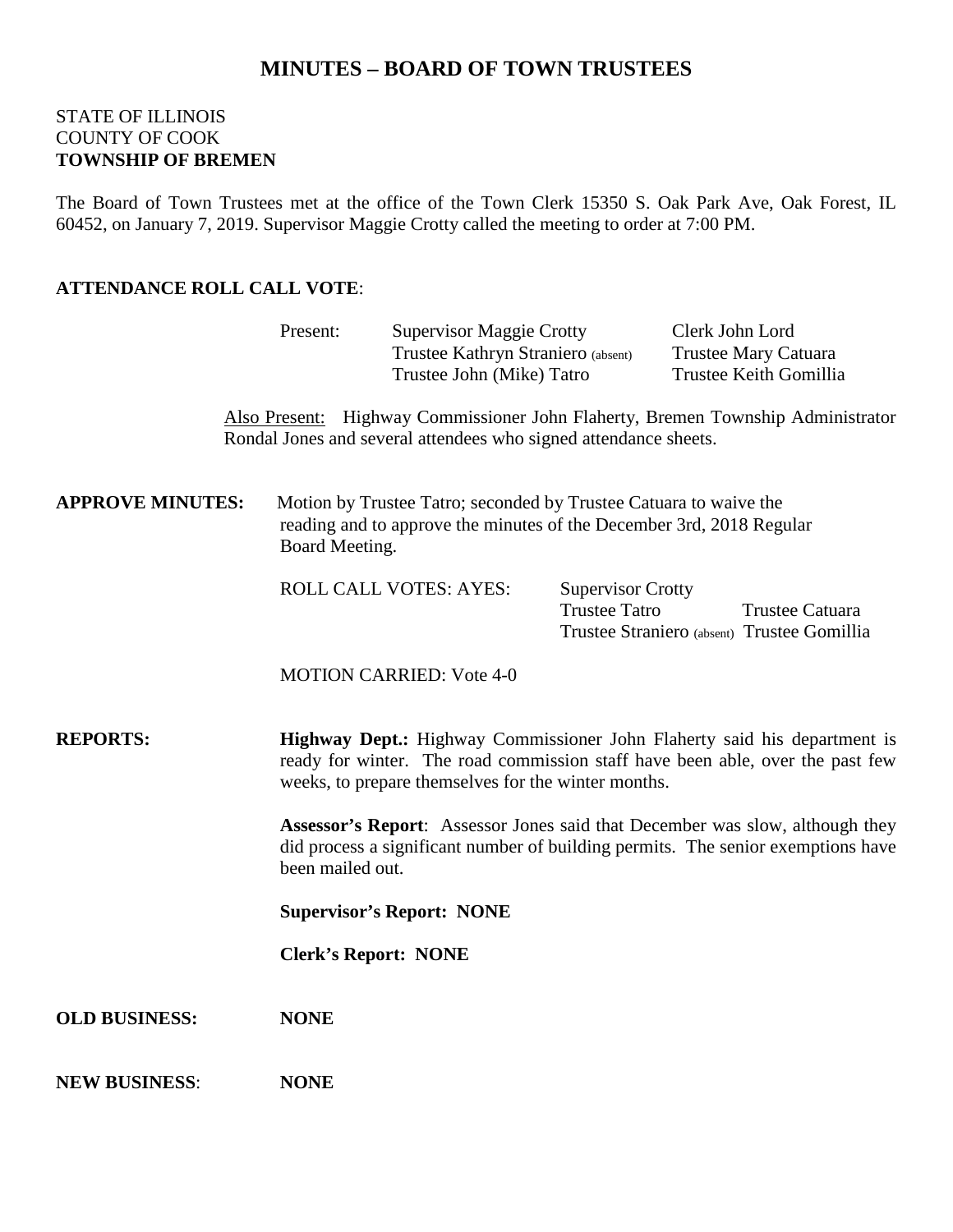# MINUTES – BOARD OF TOWN TRUSTEES

STATE OF ILLINOIS
COUNTY OF COOK
**TOWNSHIP OF BREMEN**

The Board of Town Trustees met at the office of the Town Clerk 15350 S. Oak Park Ave, Oak Forest, IL 60452, on January 7, 2019. Supervisor Maggie Crotty called the meeting to order at 7:00 PM.

**ATTENDANCE ROLL CALL VOTE**:

Present:
- Supervisor Maggie Crotty
- Clerk John Lord
- Trustee Kathryn Straniero (absent)
- Trustee Mary Catuara
- Trustee John (Mike) Tatro
- Trustee Keith Gomillia

Also Present: Highway Commissioner John Flaherty, Bremen Township Administrator Rondal Jones and several attendees who signed attendance sheets.

**APPROVE MINUTES:** Motion by Trustee Tatro; seconded by Trustee Catuara to waive the reading and to approve the minutes of the December 3rd, 2018 Regular Board Meeting.

ROLL CALL VOTES: AYES:
- Supervisor Crotty
- Trustee Tatro
- Trustee Catuara
- Trustee Straniero (absent)
- Trustee Gomillia

MOTION CARRIED: Vote 4-0

**REPORTS:**

**Highway Dept.:** Highway Commissioner John Flaherty said his department is ready for winter. The road commission staff have been able, over the past few weeks, to prepare themselves for the winter months.

**Assessor's Report**: Assessor Jones said that December was slow, although they did process a significant number of building permits. The senior exemptions have been mailed out.

**Supervisor's Report: NONE**

**Clerk's Report: NONE**

**OLD BUSINESS:** **NONE**

**NEW BUSINESS**: **NONE**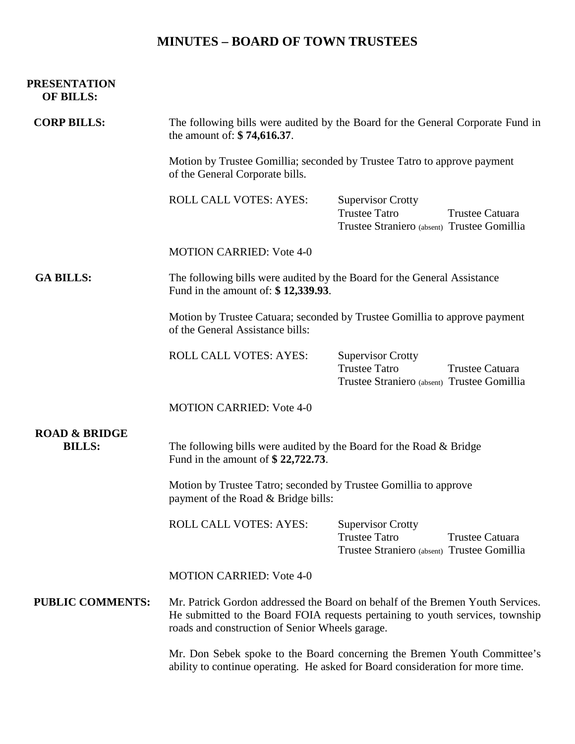# MINUTES – BOARD OF TOWN TRUSTEES

**PRESENTATION OF BILLS:**

**CORP BILLS:**

The following bills were audited by the Board for the General Corporate Fund in the amount of: **$ 74,616.37**.

Motion by Trustee Gomillia; seconded by Trustee Tatro to approve payment of the General Corporate bills.

ROLL CALL VOTES: AYES: Supervisor Crotty, Trustee Tatro, Trustee Catuara, Trustee Straniero (absent), Trustee Gomillia

MOTION CARRIED: Vote 4-0

**GA BILLS:**

The following bills were audited by the Board for the General Assistance Fund in the amount of: **$ 12,339.93**.

Motion by Trustee Catuara; seconded by Trustee Gomillia to approve payment of the General Assistance bills:

ROLL CALL VOTES: AYES: Supervisor Crotty, Trustee Tatro, Trustee Catuara, Trustee Straniero (absent), Trustee Gomillia

MOTION CARRIED: Vote 4-0

**ROAD & BRIDGE BILLS:**

The following bills were audited by the Board for the Road & Bridge Fund in the amount of **$ 22,722.73**.

Motion by Trustee Tatro; seconded by Trustee Gomillia to approve payment of the Road & Bridge bills:

ROLL CALL VOTES: AYES: Supervisor Crotty, Trustee Tatro, Trustee Catuara, Trustee Straniero (absent), Trustee Gomillia

MOTION CARRIED: Vote 4-0

**PUBLIC COMMENTS:**

Mr. Patrick Gordon addressed the Board on behalf of the Bremen Youth Services. He submitted to the Board FOIA requests pertaining to youth services, township roads and construction of Senior Wheels garage.

Mr. Don Sebek spoke to the Board concerning the Bremen Youth Committee's ability to continue operating. He asked for Board consideration for more time.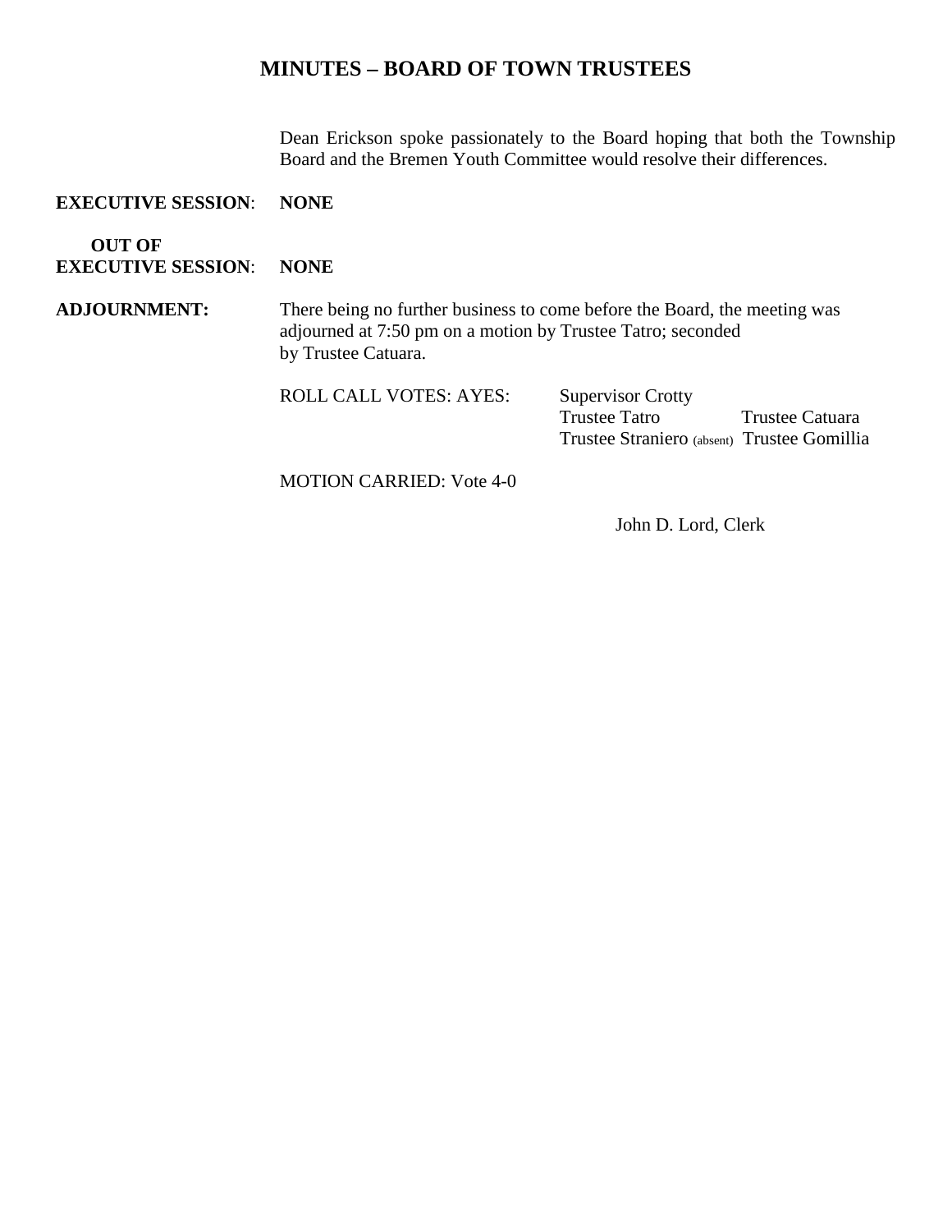# MINUTES – BOARD OF TOWN TRUSTEES

Dean Erickson spoke passionately to the Board hoping that both the Township Board and the Bremen Youth Committee would resolve their differences.

**EXECUTIVE SESSION**: **NONE**

**OUT OF EXECUTIVE SESSION**: **NONE**

**ADJOURNMENT:** There being no further business to come before the Board, the meeting was adjourned at 7:50 pm on a motion by Trustee Tatro; seconded by Trustee Catuara.

ROLL CALL VOTES: AYES: Supervisor Crotty
Trustee Tatro Trustee Catuara
Trustee Straniero (absent) Trustee Gomillia

MOTION CARRIED: Vote 4-0

John D. Lord, Clerk